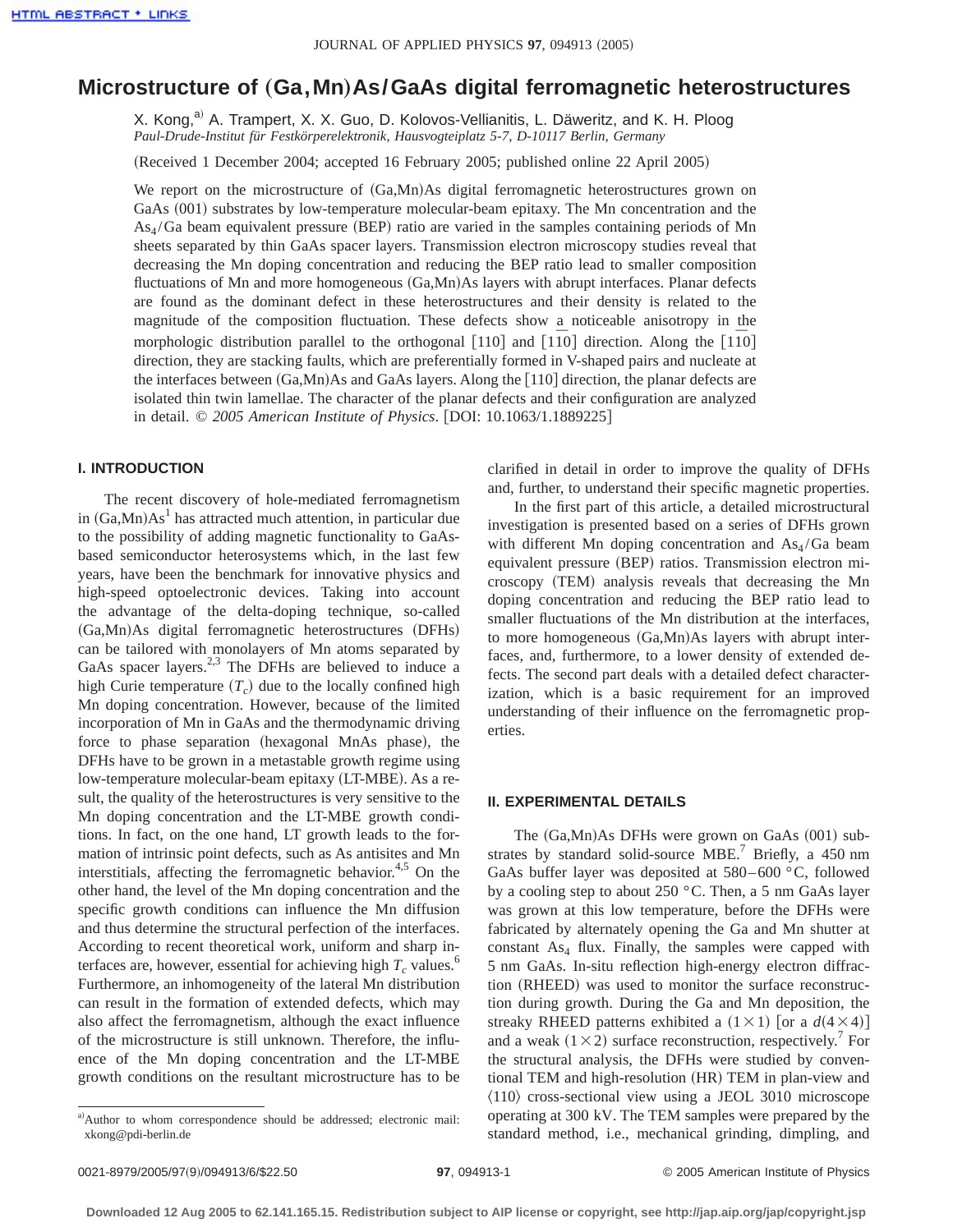# Microstructure of (Ga,Mn)As/GaAs digital ferromagnetic heterostructures

X. Kong,[a] A. Trampert, X. X. Guo, D. Kolovos-Vellianitis, L. Däweritz, and K. H. Ploog

*Paul-Drude-Institut für Festkörperelektronik, Hausvogteiplatz 5-7, D-10117 Berlin, Germany*

(Received 1 December 2004; accepted 16 February 2005; published online 22 April 2005)

We report on the microstructure of (Ga,Mn)As digital ferromagnetic heterostructures grown on GaAs (001) substrates by low-temperature molecular-beam epitaxy. The Mn concentration and the $As_4$/Ga beam equivalent pressure (BEP) ratio are varied in the samples containing periods of Mn sheets separated by thin GaAs spacer layers. Transmission electron microscopy studies reveal that decreasing the Mn doping concentration and reducing the BEP ratio lead to smaller composition fluctuations of Mn and more homogeneous (Ga,Mn)As layers with abrupt interfaces. Planar defects are found as the dominant defect in these heterostructures and their density is related to the magnitude of the composition fluctuation. These defects show a noticeable anisotropy in the morphologic distribution parallel to the orthogonal [110] and $[1\bar{1}0]$ direction. Along the $[1\bar{1}0]$ direction, they are stacking faults, which are preferentially formed in V-shaped pairs and nucleate at the interfaces between (Ga,Mn)As and GaAs layers. Along the [110] direction, the planar defects are isolated thin twin lamellae. The character of the planar defects and their configuration are analyzed in detail. © *2005 American Institute of Physics*. [DOI: 10.1063/1.1889225]

## I. INTRODUCTION

The recent discovery of hole-mediated ferromagnetism in (Ga,Mn)As[1] has attracted much attention, in particular due to the possibility of adding magnetic functionality to GaAs-based semiconductor heterosystems which, in the last few years, have been the benchmark for innovative physics and high-speed optoelectronic devices. Taking into account the advantage of the delta-doping technique, so-called (Ga,Mn)As digital ferromagnetic heterostructures (DFHs) can be tailored with monolayers of Mn atoms separated by GaAs spacer layers.[2,3] The DFHs are believed to induce a high Curie temperature ($T_c$) due to the locally confined high Mn doping concentration. However, because of the limited incorporation of Mn in GaAs and the thermodynamic driving force to phase separation (hexagonal MnAs phase), the DFHs have to be grown in a metastable growth regime using low-temperature molecular-beam epitaxy (LT-MBE). As a result, the quality of the heterostructures is very sensitive to the Mn doping concentration and the LT-MBE growth conditions. In fact, on the one hand, LT growth leads to the formation of intrinsic point defects, such as As antisites and Mn interstitials, affecting the ferromagnetic behavior.[4,5] On the other hand, the level of the Mn doping concentration and the specific growth conditions can influence the Mn diffusion and thus determine the structural perfection of the interfaces. According to recent theoretical work, uniform and sharp interfaces are, however, essential for achieving high $T_c$ values.[6] Furthermore, an inhomogeneity of the lateral Mn distribution can result in the formation of extended defects, which may also affect the ferromagnetism, although the exact influence of the microstructure is still unknown. Therefore, the influence of the Mn doping concentration and the LT-MBE growth conditions on the resultant microstructure has to be clarified in detail in order to improve the quality of DFHs and, further, to understand their specific magnetic properties.

In the first part of this article, a detailed microstructural investigation is presented based on a series of DFHs grown with different Mn doping concentration and $As_4$/Ga beam equivalent pressure (BEP) ratios. Transmission electron microscopy (TEM) analysis reveals that decreasing the Mn doping concentration and reducing the BEP ratio lead to smaller fluctuations of the Mn distribution at the interfaces, to more homogeneous (Ga,Mn)As layers with abrupt interfaces, and, furthermore, to a lower density of extended defects. The second part deals with a detailed defect characterization, which is a basic requirement for an improved understanding of their influence on the ferromagnetic properties.

## II. EXPERIMENTAL DETAILS

The (Ga,Mn)As DFHs were grown on GaAs (001) substrates by standard solid-source MBE.[7] Briefly, a 450 nm GaAs buffer layer was deposited at 580–600 °C, followed by a cooling step to about 250 °C. Then, a 5 nm GaAs layer was grown at this low temperature, before the DFHs were fabricated by alternately opening the Ga and Mn shutter at constant $As_4$ flux. Finally, the samples were capped with 5 nm GaAs. In-situ reflection high-energy electron diffraction (RHEED) was used to monitor the surface reconstruction during growth. During the Ga and Mn deposition, the streaky RHEED patterns exhibited a $(1\times1)$ [or a $d(4\times4)$] and a weak $(1\times2)$ surface reconstruction, respectively.[7] For the structural analysis, the DFHs were studied by conventional TEM and high-resolution (HR) TEM in plan-view and $\langle110\rangle$ cross-sectional view using a JEOL 3010 microscope operating at 300 kV. The TEM samples were prepared by the standard method, i.e., mechanical grinding, dimpling, and

[a] Author to whom correspondence should be addressed; electronic mail: xkong@pdi-berlin.de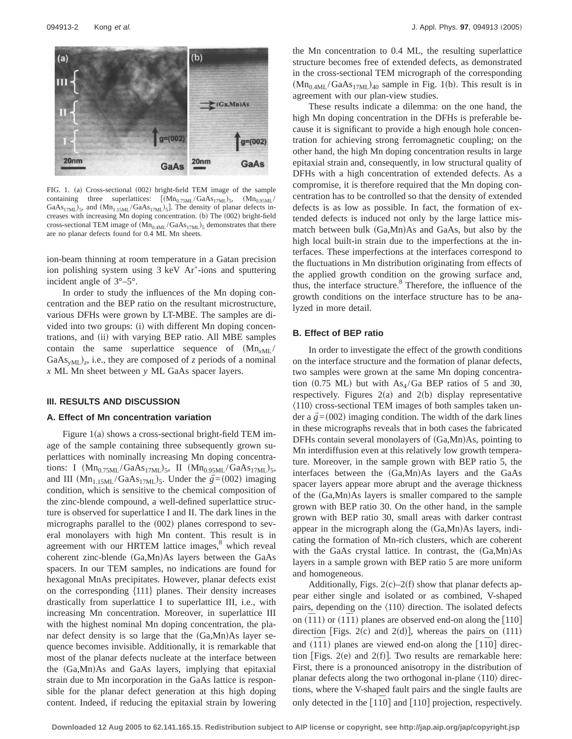FIG. 1. (a) Cross-sectional (002) bright-field TEM image of the sample containing three superlattices: [$(Mn_{0.75ML}/GaAs_{17ML})_5$, $(Mn_{0.95ML}/GaAs_{17ML})_5$, and $(Mn_{1.15ML}/GaAs_{17ML})_5$]. The density of planar defects increases with increasing Mn doping concentration. (b) The (002) bright-field cross-sectional TEM image of $(Mn_{0.4ML}/GaAs_{17ML})_5$ demonstrates that there are no planar defects found for 0.4 ML Mn sheets.

ion-beam thinning at room temperature in a Gatan precision ion polishing system using 3 keV $Ar^+$-ions and sputtering incident angle of 3°–5°.

In order to study the influences of the Mn doping concentration and the BEP ratio on the resultant microstructure, various DFHs were grown by LT-MBE. The samples are divided into two groups: (i) with different Mn doping concentrations, and (ii) with varying BEP ratio. All MBE samples contain the same superlattice sequence of $(Mn_{xML}/GaAs_{yML})_z$, i.e., they are composed of $z$ periods of a nominal $x$ ML Mn sheet between $y$ ML GaAs spacer layers.

## III. RESULTS AND DISCUSSION

### A. Effect of Mn concentration variation

Figure 1(a) shows a cross-sectional bright-field TEM image of the sample containing three subsequently grown superlattices with nominally increasing Mn doping concentrations: I $(Mn_{0.75ML}/GaAs_{17ML})_5$, II $(Mn_{0.95ML}/GaAs_{17ML})_5$, and III $(Mn_{1.15ML}/GaAs_{17ML})_5$. Under the $\vec{g}=(002)$ imaging condition, which is sensitive to the chemical composition of the zinc-blende compound, a well-defined superlattice structure is observed for superlattice I and II. The dark lines in the micrographs parallel to the (002) planes correspond to several monolayers with high Mn content. This result is in agreement with our HRTEM lattice images,[8] which reveal coherent zinc-blende (Ga,Mn)As layers between the GaAs spacers. In our TEM samples, no indications are found for hexagonal MnAs precipitates. However, planar defects exist on the corresponding {111} planes. Their density increases drastically from superlattice I to superlattice III, i.e., with increasing Mn concentration. Moreover, in superlattice III with the highest nominal Mn doping concentration, the planar defect density is so large that the (Ga,Mn)As layer sequence becomes invisible. Additionally, it is remarkable that most of the planar defects nucleate at the interface between the (Ga,Mn)As and GaAs layers, implying that epitaxial strain due to Mn incorporation in the GaAs lattice is responsible for the planar defect generation at this high doping content. Indeed, if reducing the epitaxial strain by lowering the Mn concentration to 0.4 ML, the resulting superlattice structure becomes free of extended defects, as demonstrated in the cross-sectional TEM micrograph of the corresponding $(Mn_{0.4ML}/GaAs_{17ML})_{40}$ sample in Fig. 1(b). This result is in agreement with our plan-view studies.

These results indicate a dilemma: on the one hand, the high Mn doping concentration in the DFHs is preferable because it is significant to provide a high enough hole concentration for achieving strong ferromagnetic coupling; on the other hand, the high Mn doping concentration results in large epitaxial strain and, consequently, in low structural quality of DFHs with a high concentration of extended defects. As a compromise, it is therefore required that the Mn doping concentration has to be controlled so that the density of extended defects is as low as possible. In fact, the formation of extended defects is induced not only by the large lattice mismatch between bulk (Ga,Mn)As and GaAs, but also by the high local built-in strain due to the imperfections at the interfaces. These imperfections at the interfaces correspond to the fluctuations in Mn distribution originating from effects of the applied growth condition on the growing surface and, thus, the interface structure.[8] Therefore, the influence of the growth conditions on the interface structure has to be analyzed in more detail.

### B. Effect of BEP ratio

In order to investigate the effect of the growth conditions on the interface structure and the formation of planar defects, two samples were grown at the same Mn doping concentration (0.75 ML) but with $As_4/Ga$ BEP ratios of 5 and 30, respectively. Figures 2(a) and 2(b) display representative ⟨110⟩ cross-sectional TEM images of both samples taken under a $\vec{g}=(002)$ imaging condition. The width of the dark lines in these micrographs reveals that in both cases the fabricated DFHs contain several monolayers of (Ga,Mn)As, pointing to Mn interdiffusion even at this relatively low growth temperature. Moreover, in the sample grown with BEP ratio 5, the interfaces between the (Ga,Mn)As layers and the GaAs spacer layers appear more abrupt and the average thickness of the (Ga,Mn)As layers is smaller compared to the sample grown with BEP ratio 30. On the other hand, in the sample grown with BEP ratio 30, small areas with darker contrast appear in the micrograph along the (Ga,Mn)As layers, indicating the formation of Mn-rich clusters, which are coherent with the GaAs crystal lattice. In contrast, the (Ga,Mn)As layers in a sample grown with BEP ratio 5 are more uniform and homogeneous.

Additionally, Figs. 2(c)–2(f) show that planar defects appear either single and isolated or as combined, V-shaped pairs, depending on the ⟨110⟩ direction. The isolated defects on $(\bar{1}11)$ or $(1\bar{1}1)$ planes are observed end-on along the [110] direction [Figs. 2(c) and 2(d)], whereas the pairs on (111) and $(\bar{1}\bar{1}1)$ planes are viewed end-on along the $[1\bar{1}0]$ direction [Figs. 2(e) and 2(f)]. Two results are remarkable here: First, there is a pronounced anisotropy in the distribution of planar defects along the two orthogonal in-plane ⟨110⟩ directions, where the V-shaped fault pairs and the single faults are only detected in the $[1\bar{1}0]$ and [110] projection, respectively.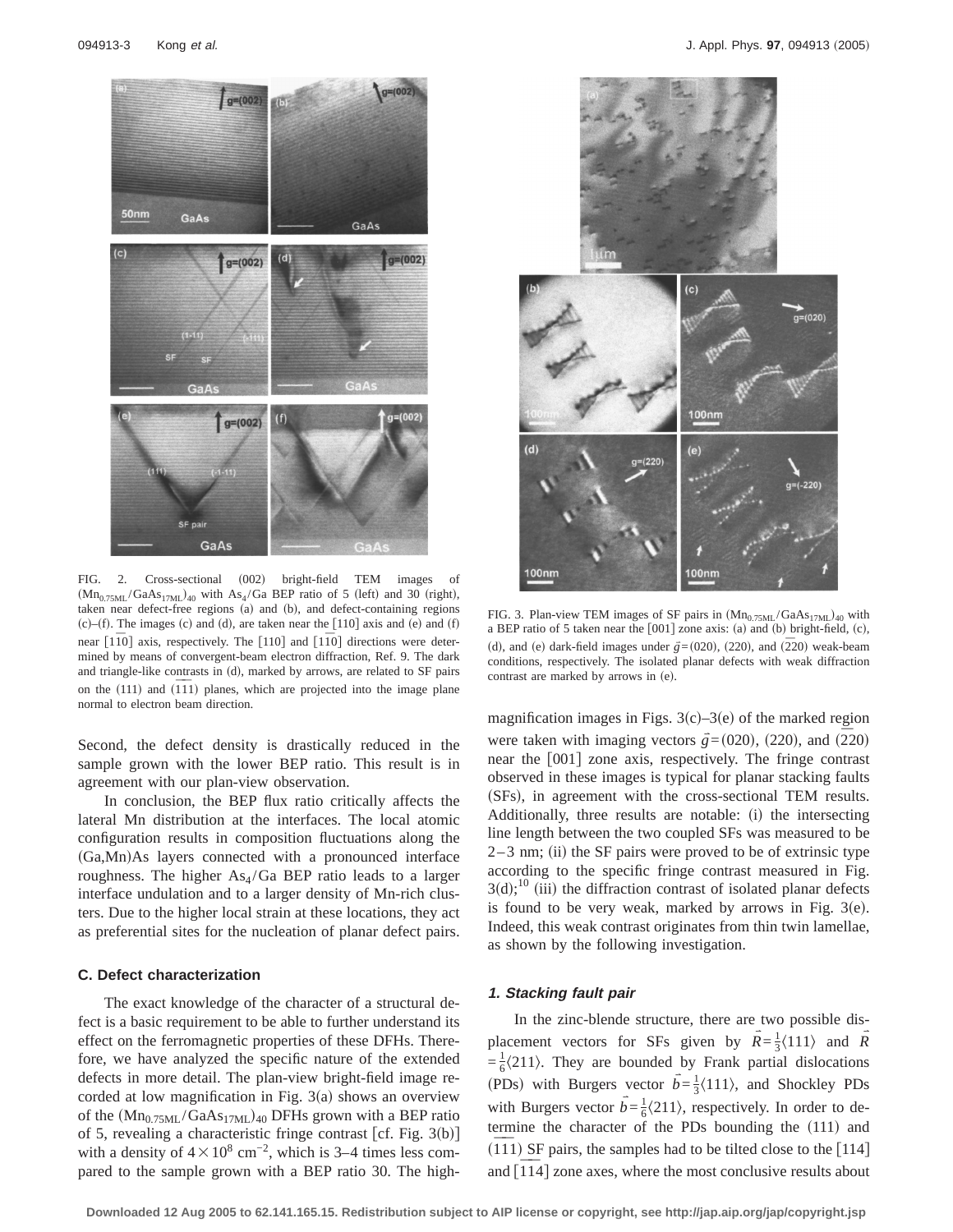FIG. 2. Cross-sectional (002) bright-field TEM images of $(Mn_{0.75ML}/GaAs_{17ML})_{40}$ with $As_4$/Ga BEP ratio of 5 (left) and 30 (right), taken near defect-free regions (a) and (b), and defect-containing regions (c)–(f). The images (c) and (d), are taken near the $[\bar{1}10]$ axis and (e) and (f) near $[1\bar{1}0]$ axis, respectively. The [110] and $[1\bar{1}0]$ directions were determined by means of convergent-beam electron diffraction, Ref. 9. The dark and triangle-like contrasts in (d), marked by arrows, are related to SF pairs on the (111) and $(\bar{1}\bar{1}1)$ planes, which are projected into the image plane normal to electron beam direction.

Second, the defect density is drastically reduced in the sample grown with the lower BEP ratio. This result is in agreement with our plan-view observation.

In conclusion, the BEP flux ratio critically affects the lateral Mn distribution at the interfaces. The local atomic configuration results in composition fluctuations along the (Ga,Mn)As layers connected with a pronounced interface roughness. The higher $As_4$/Ga BEP ratio leads to a larger interface undulation and to a larger density of Mn-rich clusters. Due to the higher local strain at these locations, they act as preferential sites for the nucleation of planar defect pairs.

### C. Defect characterization

The exact knowledge of the character of a structural defect is a basic requirement to be able to further understand its effect on the ferromagnetic properties of these DFHs. Therefore, we have analyzed the specific nature of the extended defects in more detail. The plan-view bright-field image recorded at low magnification in Fig. 3(a) shows an overview of the $(Mn_{0.75ML}/GaAs_{17ML})_{40}$ DFHs grown with a BEP ratio of 5, revealing a characteristic fringe contrast [cf. Fig. 3(b)] with a density of $4\times10^8$ cm$^{-2}$, which is 3–4 times less compared to the sample grown with a BEP ratio 30. The high-magnification images in Figs. 3(c)–3(e) of the marked region were taken with imaging vectors $\vec{g}=(020)$, (220), and $(\bar{2}20)$ near the [001] zone axis, respectively. The fringe contrast observed in these images is typical for planar stacking faults (SFs), in agreement with the cross-sectional TEM results. Additionally, three results are notable: (i) the intersecting line length between the two coupled SFs was measured to be 2–3 nm; (ii) the SF pairs were proved to be of extrinsic type according to the specific fringe contrast measured in Fig. 3(d);[10] (iii) the diffraction contrast of isolated planar defects is found to be very weak, marked by arrows in Fig. 3(e). Indeed, this weak contrast originates from thin twin lamellae, as shown by the following investigation.

FIG. 3. Plan-view TEM images of SF pairs in $(Mn_{0.75ML}/GaAs_{17ML})_{40}$ with a BEP ratio of 5 taken near the [001] zone axis: (a) and (b) bright-field, (c), (d), and (e) dark-field images under $\vec{g}=(020)$, (220), and $(\bar{2}20)$ weak-beam conditions, respectively. The isolated planar defects with weak diffraction contrast are marked by arrows in (e).

#### 1. Stacking fault pair

In the zinc-blende structure, there are two possible displacement vectors for SFs given by $\vec{R}=\frac{1}{3}\langle111\rangle$ and $\vec{R}=\frac{1}{6}\langle211\rangle$. They are bounded by Frank partial dislocations (PDs) with Burgers vector $\vec{b}=\frac{1}{3}\langle111\rangle$, and Shockley PDs with Burgers vector $\vec{b}=\frac{1}{6}\langle211\rangle$, respectively. In order to determine the character of the PDs bounding the (111) and $(\bar{1}\bar{1}1)$ SF pairs, the samples had to be tilted close to the [114] and $[\bar{1}\bar{1}4]$ zone axes, where the most conclusive results about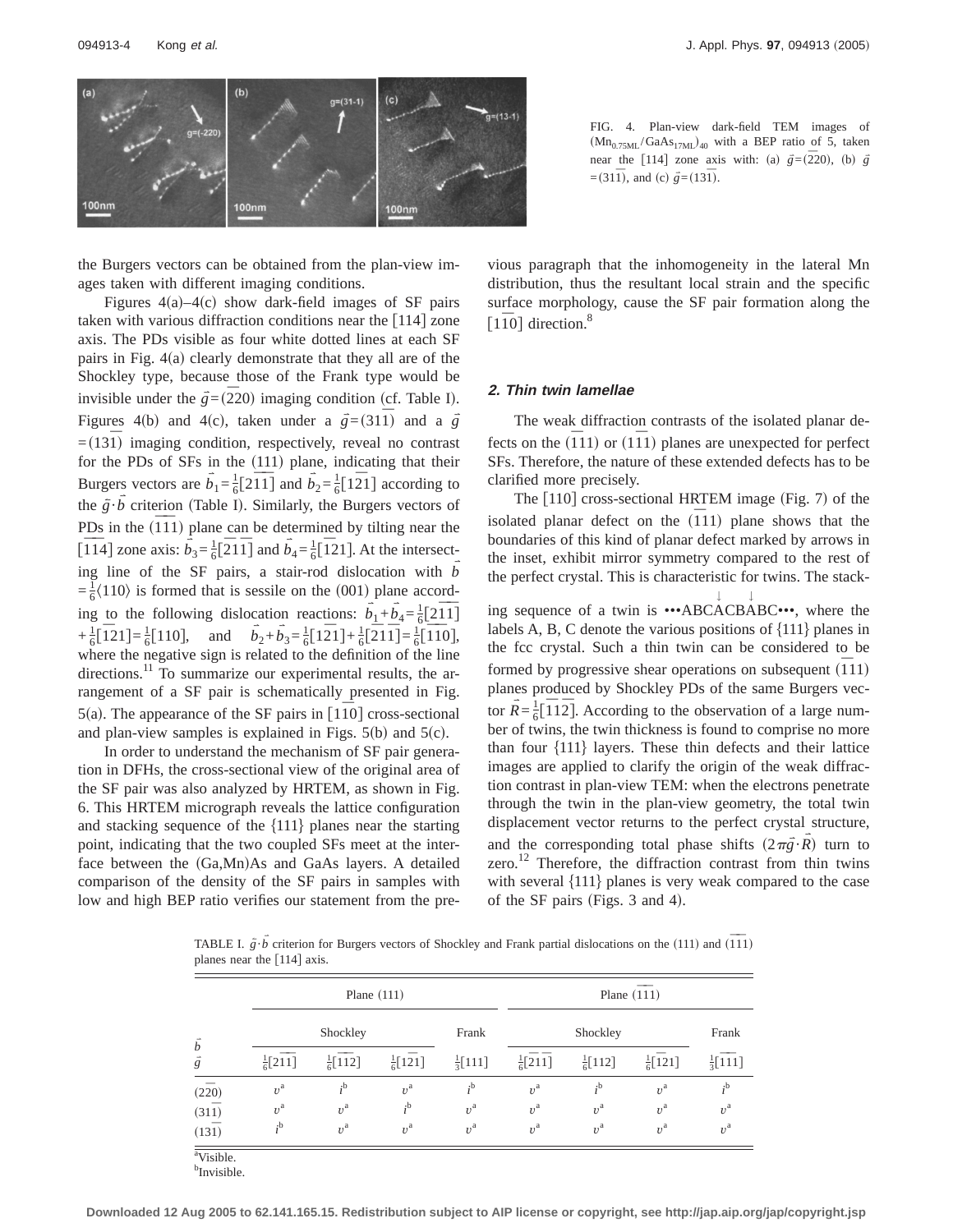FIG. 4. Plan-view dark-field TEM images of $(\mathrm{Mn}_{0.75\mathrm{ML}}/\mathrm{GaAs}_{17\mathrm{ML}})_{40}$ with a BEP ratio of 5, taken near the $[114]$ zone axis with: (a) $\vec{g}=(\bar{2}20)$, (b) $\vec{g}=(31\bar{1})$, and (c) $\vec{g}=(13\bar{1})$.

the Burgers vectors can be obtained from the plan-view images taken with different imaging conditions.

Figures 4(a)–4(c) show dark-field images of SF pairs taken with various diffraction conditions near the $[114]$ zone axis. The PDs visible as four white dotted lines at each SF pairs in Fig. 4(a) clearly demonstrate that they all are of the Shockley type, because those of the Frank type would be invisible under the $\vec{g}=(\bar{2}20)$ imaging condition (cf. Table I). Figures 4(b) and 4(c), taken under a $\vec{g}=(31\bar{1})$ and a $\vec{g}=(13\bar{1})$ imaging condition, respectively, reveal no contrast for the PDs of SFs in the $(111)$ plane, indicating that their Burgers vectors are $\vec{b}_1=\frac{1}{6}[2\bar{1}\bar{1}]$ and $\vec{b}_2=\frac{1}{6}[1\bar{2}1]$ according to the $\vec{g}\cdot\vec{b}$ criterion (Table I). Similarly, the Burgers vectors of PDs in the $(\bar{1}\bar{1}1)$ plane can be determined by tilting near the $[\bar{1}\bar{1}4]$ zone axis: $\vec{b}_3=\frac{1}{6}[\bar{2}1\bar{1}]$ and $\vec{b}_4=\frac{1}{6}[\bar{1}21]$. At the intersecting line of the SF pairs, a stair-rod dislocation with $\vec{b}=\frac{1}{6}\langle 110\rangle$ is formed that is sessile on the $(001)$ plane according to the following dislocation reactions: $\vec{b}_1+\vec{b}_4=\frac{1}{6}[2\bar{1}\bar{1}]+\frac{1}{6}[\bar{1}21]=\frac{1}{6}[110]$, and $\vec{b}_2+\vec{b}_3=\frac{1}{6}[1\bar{2}1]+\frac{1}{6}[\bar{2}1\bar{1}]=\frac{1}{6}[\bar{1}\bar{1}0]$, where the negative sign is related to the definition of the line directions.[11] To summarize our experimental results, the arrangement of a SF pair is schematically presented in Fig. 5(a). The appearance of the SF pairs in $[1\bar{1}0]$ cross-sectional and plan-view samples is explained in Figs. 5(b) and 5(c).

In order to understand the mechanism of SF pair generation in DFHs, the cross-sectional view of the original area of the SF pair was also analyzed by HRTEM, as shown in Fig. 6. This HRTEM micrograph reveals the lattice configuration and stacking sequence of the $\{111\}$ planes near the starting point, indicating that the two coupled SFs meet at the interface between the (Ga,Mn)As and GaAs layers. A detailed comparison of the density of the SF pairs in samples with low and high BEP ratio verifies our statement from the previous paragraph that the inhomogeneity in the lateral Mn distribution, thus the resultant local strain and the specific surface morphology, cause the SF pair formation along the $[1\bar{1}0]$ direction.[8]

### 2. Thin twin lamellae

The weak diffraction contrasts of the isolated planar defects on the $(\bar{1}11)$ or $(1\bar{1}1)$ planes are unexpected for perfect SFs. Therefore, the nature of these extended defects has to be clarified more precisely.

The $[110]$ cross-sectional HRTEM image (Fig. 7) of the isolated planar defect on the $(\bar{1}11)$ plane shows that the boundaries of this kind of planar defect marked by arrows in the inset, exhibit mirror symmetry compared to the rest of the perfect crystal. This is characteristic for twins. The stacking sequence of a twin is •••ABCA$\overset{\downarrow}{\mathrm{C}}$BA$\overset{\downarrow}{\mathrm{B}}$C•••, where the labels A, B, C denote the various positions of $\{111\}$ planes in the fcc crystal. Such a thin twin can be considered to be formed by progressive shear operations on subsequent $(\bar{1}11)$ planes produced by Shockley PDs of the same Burgers vector $\vec{R}=\frac{1}{6}[1\bar{1}2]$. According to the observation of a large number of twins, the twin thickness is found to comprise no more than four $\{111\}$ layers. These thin defects and their lattice images are applied to clarify the origin of the weak diffraction contrast in plan-view TEM: when the electrons penetrate through the twin in the plan-view geometry, the total twin displacement vector returns to the perfect crystal structure, and the corresponding total phase shifts $(2\pi\vec{g}\cdot\vec{R})$ turn to zero.[12] Therefore, the diffraction contrast from thin twins with several $\{111\}$ planes is very weak compared to the case of the SF pairs (Figs. 3 and 4).

TABLE I. $\vec{g}\cdot\vec{b}$ criterion for Burgers vectors of Shockley and Frank partial dislocations on the $(111)$ and $(\bar{1}\bar{1}1)$ planes near the $[114]$ axis.

| $\vec{b}$ / $\vec{g}$ | Plane $(111)$ | | | | Plane $(\bar{1}\bar{1}1)$ | | | |
|---|---|---|---|---|---|---|---|---|
| | Shockley | | | Frank | Shockley | | | Frank |
| | $\frac{1}{6}[2\bar{1}\bar{1}]$ | $\frac{1}{6}[1\bar{1}\bar{2}]$ | $\frac{1}{6}[1\bar{2}1]$ | $\frac{1}{3}[111]$ | $\frac{1}{6}[\bar{2}1\bar{1}]$ | $\frac{1}{6}[112]$ | $\frac{1}{6}[\bar{1}21]$ | $\frac{1}{3}[\bar{1}\bar{1}1]$ |
| $(\bar{2}20)$ | $v$[a] | $i$[b] | $v$[a] | $i$[b] | $v$[a] | $i$[b] | $v$[a] | $i$[b] |
| $(31\bar{1})$ | $v$[a] | $v$[a] | $i$[b] | $v$[a] | $v$[a] | $v$[a] | $v$[a] | $v$[a] |
| $(13\bar{1})$ | $i$[b] | $v$[a] | $v$[a] | $v$[a] | $v$[a] | $v$[a] | $v$[a] | $v$[a] |

[a]Visible.
[b]Invisible.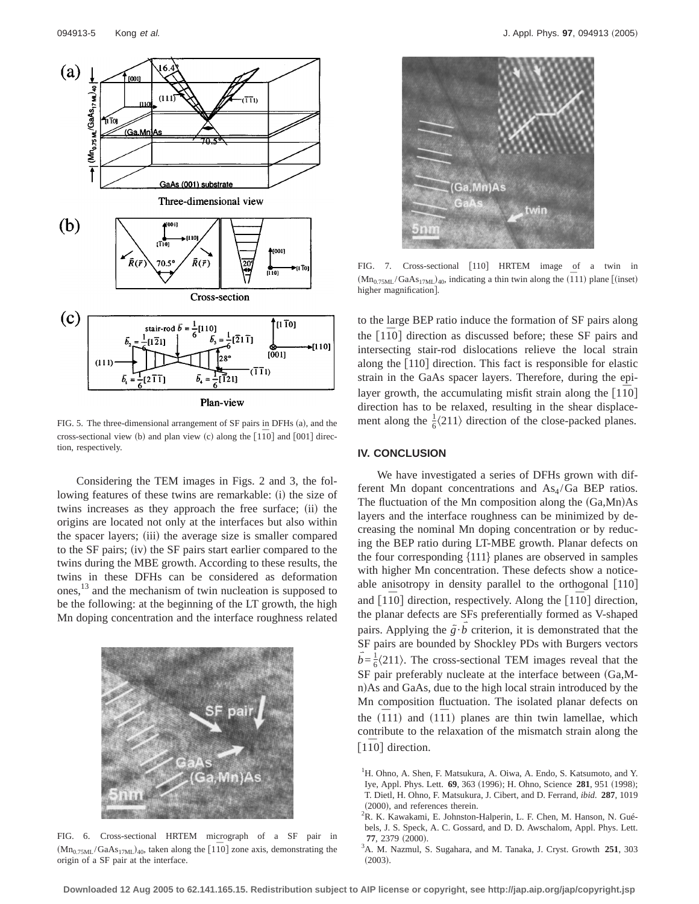FIG. 5. The three-dimensional arrangement of SF pairs in DFHs (a), and the cross-sectional view (b) and plan view (c) along the $[1\bar{1}0]$ and $[001]$ direction, respectively.

Considering the TEM images in Figs. 2 and 3, the following features of these twins are remarkable: (i) the size of twins increases as they approach the free surface; (ii) the origins are located not only at the interfaces but also within the spacer layers; (iii) the average size is smaller compared to the SF pairs; (iv) the SF pairs start earlier compared to the twins during the MBE growth. According to these results, the twins in these DFHs can be considered as deformation ones,[13] and the mechanism of twin nucleation is supposed to be the following: at the beginning of the LT growth, the high Mn doping concentration and the interface roughness related to the large BEP ratio induce the formation of SF pairs along the $[1\bar{1}0]$ direction as discussed before; these SF pairs and intersecting stair-rod dislocations relieve the local strain along the $[110]$ direction. This fact is responsible for elastic strain in the GaAs spacer layers. Therefore, during the epilayer growth, the accumulating misfit strain along the $[1\bar{1}0]$ direction has to be relaxed, resulting in the shear displacement along the $\frac{1}{6}\langle 211\rangle$ direction of the close-packed planes.

FIG. 6. Cross-sectional HRTEM micrograph of a SF pair in $(\mathrm{Mn}_{0.75\mathrm{ML}}/\mathrm{GaAs}_{17\mathrm{ML}})_{40}$, taken along the $[1\bar{1}0]$ zone axis, demonstrating the origin of a SF pair at the interface.

FIG. 7. Cross-sectional $[110]$ HRTEM image of a twin in $(\mathrm{Mn}_{0.75\mathrm{ML}}/\mathrm{GaAs}_{17\mathrm{ML}})_{40}$, indicating a thin twin along the $(\bar{1}11)$ plane [(inset) higher magnification].

## IV. CONCLUSION

We have investigated a series of DFHs grown with different Mn dopant concentrations and $\mathrm{As}_4/\mathrm{Ga}$ BEP ratios. The fluctuation of the Mn composition along the (Ga,Mn)As layers and the interface roughness can be minimized by decreasing the nominal Mn doping concentration or by reducing the BEP ratio during LT-MBE growth. Planar defects on the four corresponding $\{111\}$ planes are observed in samples with higher Mn concentration. These defects show a noticeable anisotropy in density parallel to the orthogonal $[110]$ and $[1\bar{1}0]$ direction, respectively. Along the $[1\bar{1}0]$ direction, the planar defects are SFs preferentially formed as V-shaped pairs. Applying the $\vec{g}\cdot\vec{b}$ criterion, it is demonstrated that the SF pairs are bounded by Shockley PDs with Burgers vectors $\vec{b}=\frac{1}{6}\langle 211\rangle$. The cross-sectional TEM images reveal that the SF pair preferably nucleate at the interface between (Ga,Mn)As and GaAs, due to the high local strain introduced by the Mn composition fluctuation. The isolated planar defects on the $(\bar{1}11)$ and $(1\bar{1}1)$ planes are thin twin lamellae, which contribute to the relaxation of the mismatch strain along the $[1\bar{1}0]$ direction.

[1] H. Ohno, A. Shen, F. Matsukura, A. Oiwa, A. Endo, S. Katsumoto, and Y. Iye, Appl. Phys. Lett. **69**, 363 (1996); H. Ohno, Science **281**, 951 (1998); T. Dietl, H. Ohno, F. Matsukura, J. Cibert, and D. Ferrand, *ibid.* **287**, 1019 (2000), and references therein.

[2] R. K. Kawakami, E. Johnston-Halperin, L. F. Chen, M. Hanson, N. Guébels, J. S. Speck, A. C. Gossard, and D. D. Awschalom, Appl. Phys. Lett. **77**, 2379 (2000).

[3] A. M. Nazmul, S. Sugahara, and M. Tanaka, J. Cryst. Growth **251**, 303 (2003).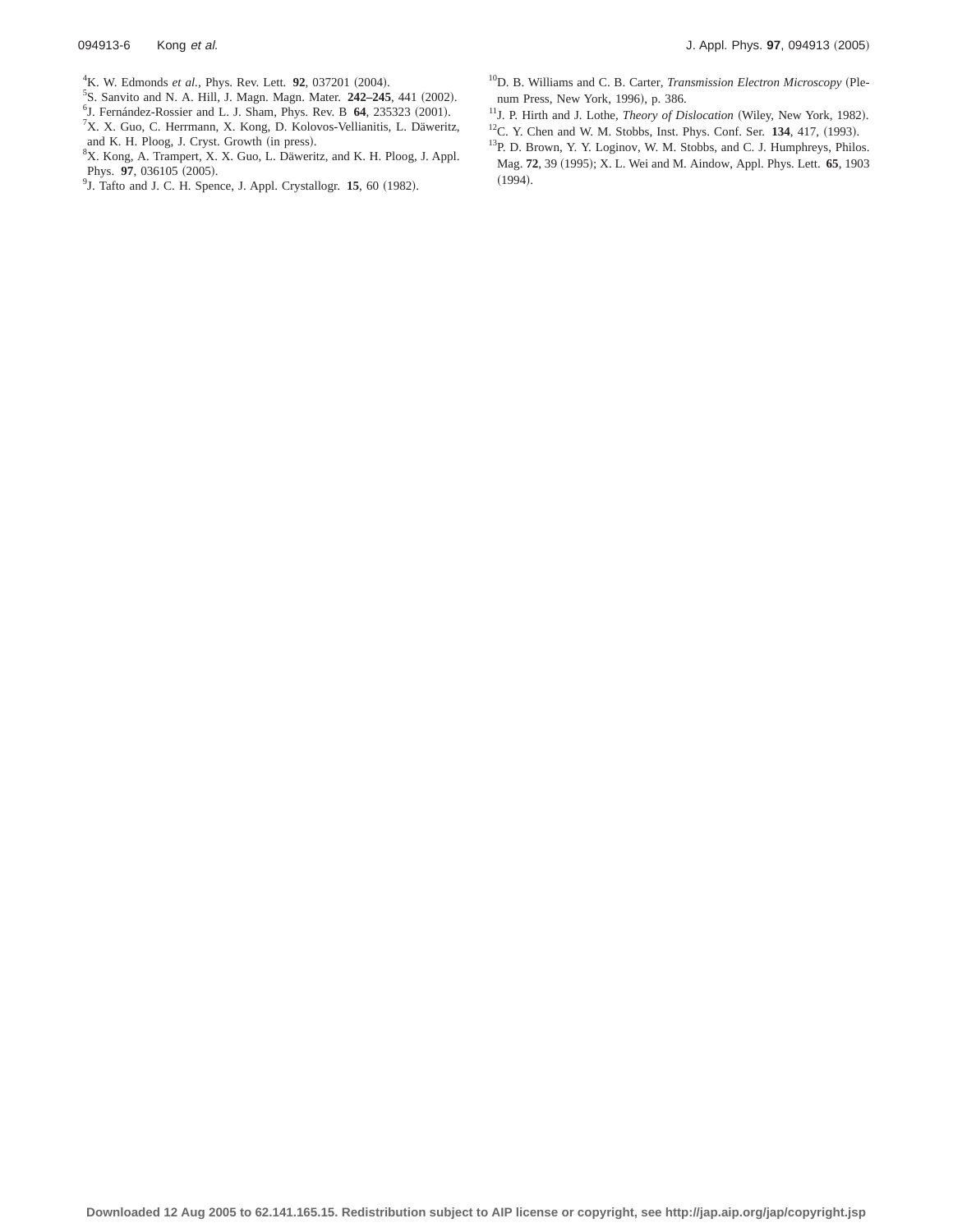[4]K. W. Edmonds *et al.,* Phys. Rev. Lett. **92**, 037201 (2004).

[5]S. Sanvito and N. A. Hill, J. Magn. Magn. Mater. **242–245**, 441 (2002).

[6]J. Fernández-Rossier and L. J. Sham, Phys. Rev. B **64**, 235323 (2001).

[7]X. X. Guo, C. Herrmann, X. Kong, D. Kolovos-Vellianitis, L. Däweritz, and K. H. Ploog, J. Cryst. Growth (in press).

[8]X. Kong, A. Trampert, X. X. Guo, L. Däweritz, and K. H. Ploog, J. Appl. Phys. **97**, 036105 (2005).

[9]J. Tafto and J. C. H. Spence, J. Appl. Crystallogr. **15**, 60 (1982).

[10]D. B. Williams and C. B. Carter, *Transmission Electron Microscopy* (Plenum Press, New York, 1996), p. 386.

[11]J. P. Hirth and J. Lothe, *Theory of Dislocation* (Wiley, New York, 1982).

[12]C. Y. Chen and W. M. Stobbs, Inst. Phys. Conf. Ser. **134**, 417, (1993).

[13]P. D. Brown, Y. Y. Loginov, W. M. Stobbs, and C. J. Humphreys, Philos. Mag. **72**, 39 (1995); X. L. Wei and M. Aindow, Appl. Phys. Lett. **65**, 1903 (1994).